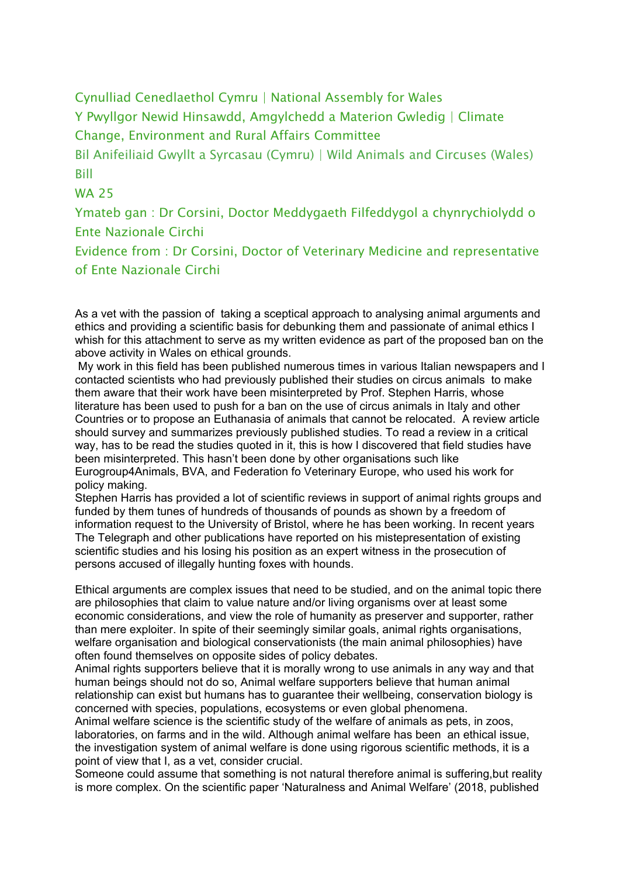Cynulliad Cenedlaethol Cymru | National Assembly for Wales

Y Pwyllgor Newid Hinsawdd, Amgylchedd a Materion Gwledig | Climate Change, Environment and Rural Affairs Committee

Bil Anifeiliaid Gwyllt a Syrcasau (Cymru) | Wild Animals and Circuses (Wales) Bill

WA 25

Ymateb gan : Dr Corsini, Doctor Meddygaeth Filfeddygol a chynrychiolydd o Ente Nazionale Circhi

Evidence from : Dr Corsini, Doctor of Veterinary Medicine and representative of Ente Nazionale Circhi

As a vet with the passion of taking a sceptical approach to analysing animal arguments and ethics and providing a scientific basis for debunking them and passionate of animal ethics I whish for this attachment to serve as my written evidence as part of the proposed ban on the above activity in Wales on ethical grounds.

My work in this field has been published numerous times in various Italian newspapers and I contacted scientists who had previously published their studies on circus animals to make them aware that their work have been misinterpreted by Prof. Stephen Harris, whose literature has been used to push for a ban on the use of circus animals in Italy and other Countries or to propose an Euthanasia of animals that cannot be relocated. A review article should survey and summarizes previously published studies. To read a review in a critical way, has to be read the studies quoted in it, this is how I discovered that field studies have been misinterpreted. This hasn't been done by other organisations such like Eurogroup4Animals, BVA, and Federation fo Veterinary Europe, who used his work for policy making.

Stephen Harris has provided a lot of scientific reviews in support of animal rights groups and funded by them tunes of hundreds of thousands of pounds as shown by a freedom of information request to the University of Bristol, where he has been working. In recent years The Telegraph and other publications have reported on his mistepresentation of existing scientific studies and his losing his position as an expert witness in the prosecution of persons accused of illegally hunting foxes with hounds.

Ethical arguments are complex issues that need to be studied, and on the animal topic there are philosophies that claim to value nature and/or living organisms over at least some economic considerations, and view the role of humanity as preserver and supporter, rather than mere exploiter. In spite of their seemingly similar goals, animal rights organisations, welfare organisation and biological conservationists (the main animal philosophies) have often found themselves on opposite sides of policy debates.

Animal rights supporters believe that it is morally wrong to use animals in any way and that human beings should not do so, Animal welfare supporters believe that human animal relationship can exist but humans has to guarantee their wellbeing, conservation biology is concerned with species, populations, ecosystems or even global phenomena.

Animal welfare science is the scientific study of the welfare of animals as pets, in zoos, laboratories, on farms and in the wild. Although animal welfare has been an ethical issue, the investigation system of animal welfare is done using rigorous scientific methods, it is a point of view that I, as a vet, consider crucial.

Someone could assume that something is not natural therefore animal is suffering,but reality is more complex. On the scientific paper 'Naturalness and Animal Welfare' (2018, published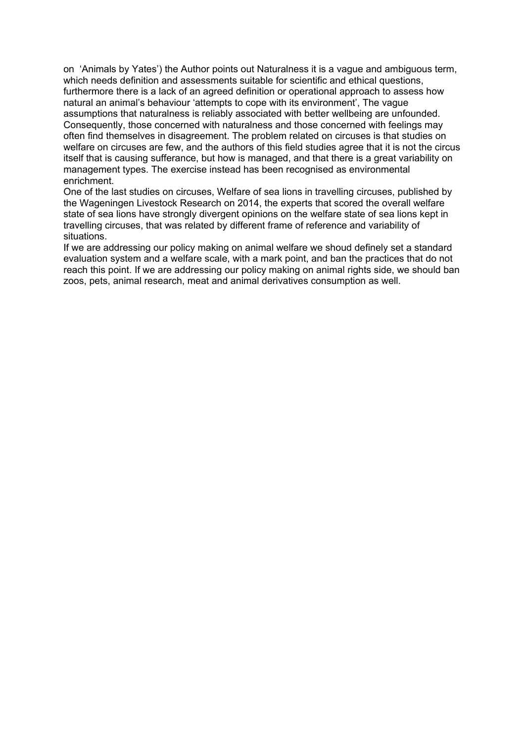on 'Animals by Yates') the Author points out Naturalness it is a vague and ambiguous term, which needs definition and assessments suitable for scientific and ethical questions, furthermore there is a lack of an agreed definition or operational approach to assess how natural an animal's behaviour 'attempts to cope with its environment', The vague assumptions that naturalness is reliably associated with better wellbeing are unfounded. Consequently, those concerned with naturalness and those concerned with feelings may often find themselves in disagreement. The problem related on circuses is that studies on welfare on circuses are few, and the authors of this field studies agree that it is not the circus itself that is causing sufferance, but how is managed, and that there is a great variability on management types. The exercise instead has been recognised as environmental enrichment.

One of the last studies on circuses, Welfare of sea lions in travelling circuses, published by the Wageningen Livestock Research on 2014, the experts that scored the overall welfare state of sea lions have strongly divergent opinions on the welfare state of sea lions kept in travelling circuses, that was related by different frame of reference and variability of situations.

If we are addressing our policy making on animal welfare we shoud definely set a standard evaluation system and a welfare scale, with a mark point, and ban the practices that do not reach this point. If we are addressing our policy making on animal rights side, we should ban zoos, pets, animal research, meat and animal derivatives consumption as well.